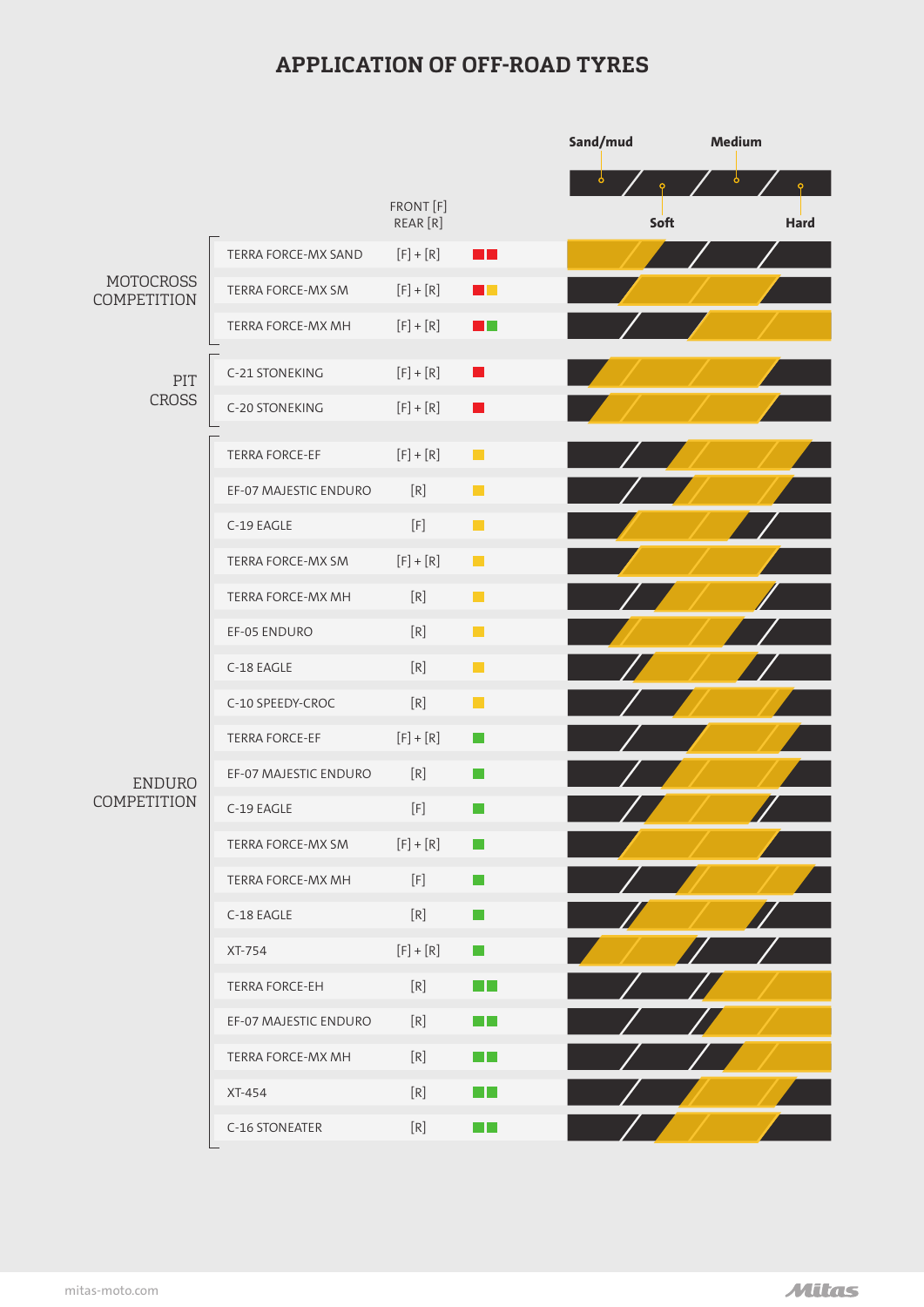# APPLICATION OF OFF-ROAD TYRES

Terrain scale: Sand/mud – Soft – Medium – Hard

| Category | Tyre | FRONT [F] REAR [R] |
|---|---|---|
| MOTOCROSS COMPETITION | TERRA FORCE-MX SAND | [F] + [R] |
| | TERRA FORCE-MX SM | [F] + [R] |
| | TERRA FORCE-MX MH | [F] + [R] |
| PIT CROSS | C-21 STONEKING | [F] + [R] |
| | C-20 STONEKING | [F] + [R] |
| ENDURO COMPETITION | TERRA FORCE-EF | [F] + [R] |
| | EF-07 MAJESTIC ENDURO | [R] |
| | C-19 EAGLE | [F] |
| | TERRA FORCE-MX SM | [F] + [R] |
| | TERRA FORCE-MX MH | [R] |
| | EF-05 ENDURO | [R] |
| | C-18 EAGLE | [R] |
| | C-10 SPEEDY-CROC | [R] |
| | TERRA FORCE-EF | [F] + [R] |
| | EF-07 MAJESTIC ENDURO | [R] |
| | C-19 EAGLE | [F] |
| | TERRA FORCE-MX SM | [F] + [R] |
| | TERRA FORCE-MX MH | [F] |
| | C-18 EAGLE | [R] |
| | XT-754 | [F] + [R] |
| | TERRA FORCE-EH | [R] |
| | EF-07 MAJESTIC ENDURO | [R] |
| | TERRA FORCE-MX MH | [R] |
| | XT-454 | [R] |
| | C-16 STONEATER | [R] |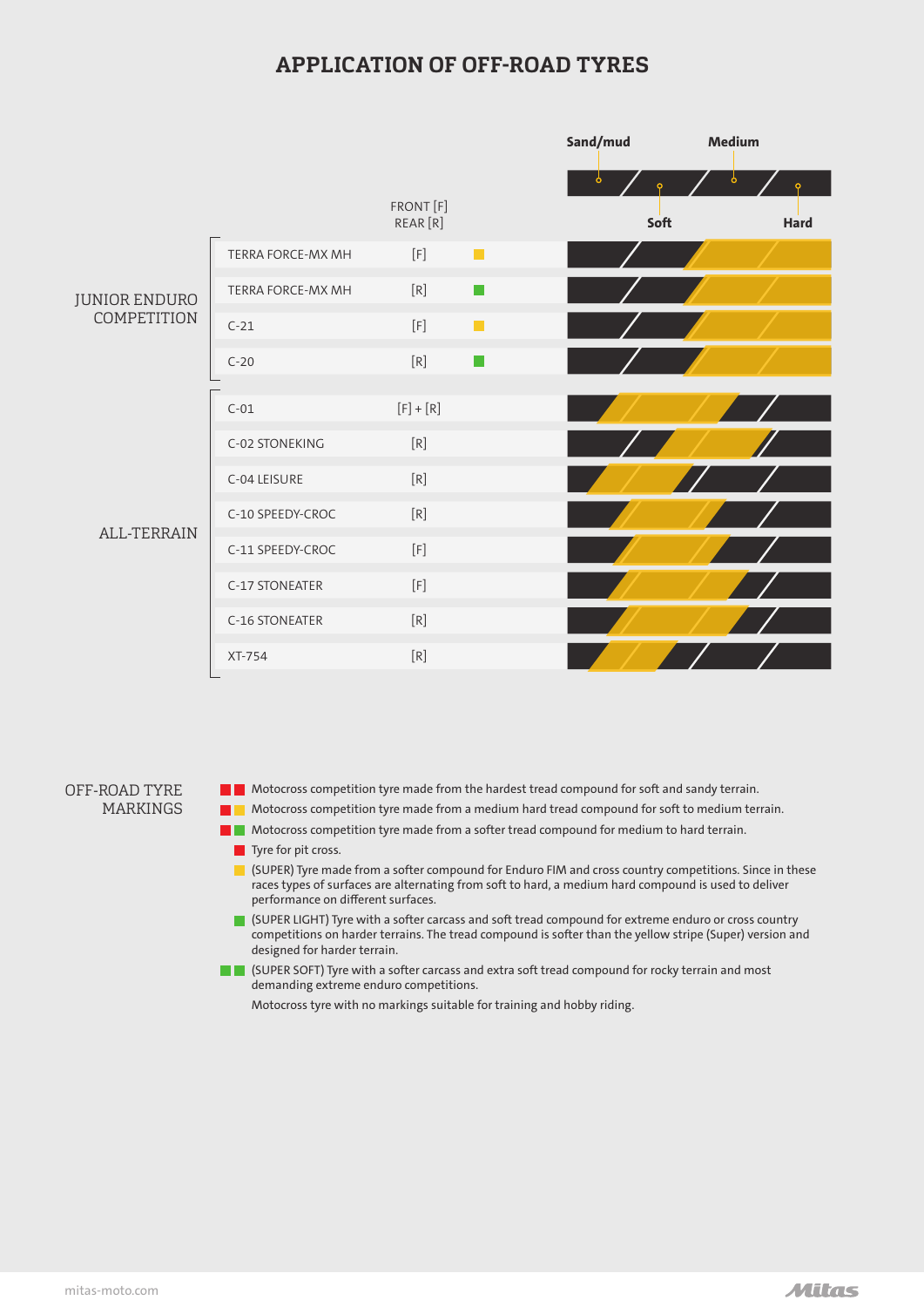# APPLICATION OF OFF-ROAD TYRES

Sand/mud
Medium
Soft
Hard

| | | FRONT [F] REAR [R] |
|---|---|---|
| JUNIOR ENDURO COMPETITION | TERRA FORCE-MX MH | [F] |
| | TERRA FORCE-MX MH | [R] |
| | C-21 | [F] |
| | C-20 | [R] |
| ALL-TERRAIN | C-01 | [F] + [R] |
| | C-02 STONEKING | [R] |
| | C-04 LEISURE | [R] |
| | C-10 SPEEDY-CROC | [R] |
| | C-11 SPEEDY-CROC | [F] |
| | C-17 STONEATER | [F] |
| | C-16 STONEATER | [R] |
| | XT-754 | [R] |

## OFF-ROAD TYRE MARKINGS

- Motocross competition tyre made from the hardest tread compound for soft and sandy terrain.
- Motocross competition tyre made from a medium hard tread compound for soft to medium terrain.
- Motocross competition tyre made from a softer tread compound for medium to hard terrain.
- Tyre for pit cross.
- (SUPER) Tyre made from a softer compound for Enduro FIM and cross country competitions. Since in these races types of surfaces are alternating from soft to hard, a medium hard compound is used to deliver performance on different surfaces.
- (SUPER LIGHT) Tyre with a softer carcass and soft tread compound for extreme enduro or cross country competitions on harder terrains. The tread compound is softer than the yellow stripe (Super) version and designed for harder terrain.
- (SUPER SOFT) Tyre with a softer carcass and extra soft tread compound for rocky terrain and most demanding extreme enduro competitions.
- Motocross tyre with no markings suitable for training and hobby riding.